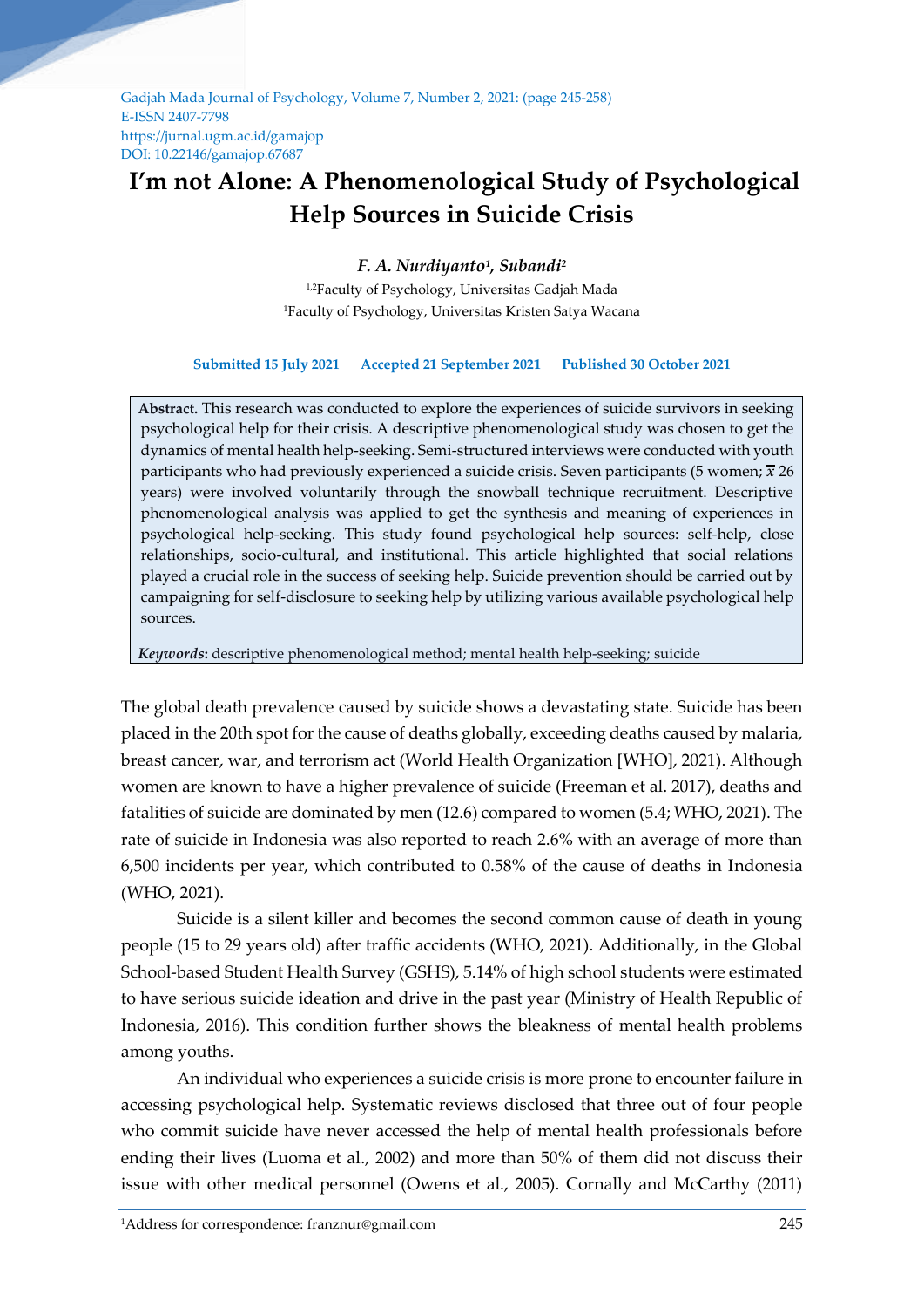Gadjah Mada Journal of Psychology, Volume 7, Number 2, 2021: (page 245-258)
E-ISSN 2407-7798
https://jurnal.ugm.ac.id/gamajop
DOI: 10.22146/gamajop.67687

# I'm not Alone: A Phenomenological Study of Psychological Help Sources in Suicide Crisis

***F. A. Nurdiyanto[1], Subandi[2]***

[1,2]Faculty of Psychology, Universitas Gadjah Mada
[1]Faculty of Psychology, Universitas Kristen Satya Wacana

**Submitted 15 July 2021   Accepted 21 September 2021   Published 30 October 2021**

**Abstract.** This research was conducted to explore the experiences of suicide survivors in seeking psychological help for their crisis. A descriptive phenomenological study was chosen to get the dynamics of mental health help-seeking. Semi-structured interviews were conducted with youth participants who had previously experienced a suicide crisis. Seven participants (5 women; $\bar{x}$ 26 years) were involved voluntarily through the snowball technique recruitment. Descriptive phenomenological analysis was applied to get the synthesis and meaning of experiences in psychological help-seeking. This study found psychological help sources: self-help, close relationships, socio-cultural, and institutional. This article highlighted that social relations played a crucial role in the success of seeking help. Suicide prevention should be carried out by campaigning for self-disclosure to seeking help by utilizing various available psychological help sources.

***Keywords*:** descriptive phenomenological method; mental health help-seeking; suicide

The global death prevalence caused by suicide shows a devastating state. Suicide has been placed in the 20th spot for the cause of deaths globally, exceeding deaths caused by malaria, breast cancer, war, and terrorism act (World Health Organization [WHO], 2021). Although women are known to have a higher prevalence of suicide (Freeman et al. 2017), deaths and fatalities of suicide are dominated by men (12.6) compared to women (5.4; WHO, 2021). The rate of suicide in Indonesia was also reported to reach 2.6% with an average of more than 6,500 incidents per year, which contributed to 0.58% of the cause of deaths in Indonesia (WHO, 2021).

Suicide is a silent killer and becomes the second common cause of death in young people (15 to 29 years old) after traffic accidents (WHO, 2021). Additionally, in the Global School-based Student Health Survey (GSHS), 5.14% of high school students were estimated to have serious suicide ideation and drive in the past year (Ministry of Health Republic of Indonesia, 2016). This condition further shows the bleakness of mental health problems among youths.

An individual who experiences a suicide crisis is more prone to encounter failure in accessing psychological help. Systematic reviews disclosed that three out of four people who commit suicide have never accessed the help of mental health professionals before ending their lives (Luoma et al., 2002) and more than 50% of them did not discuss their issue with other medical personnel (Owens et al., 2005). Cornally and McCarthy (2011)

[1]Address for correspondence: franznur@gmail.com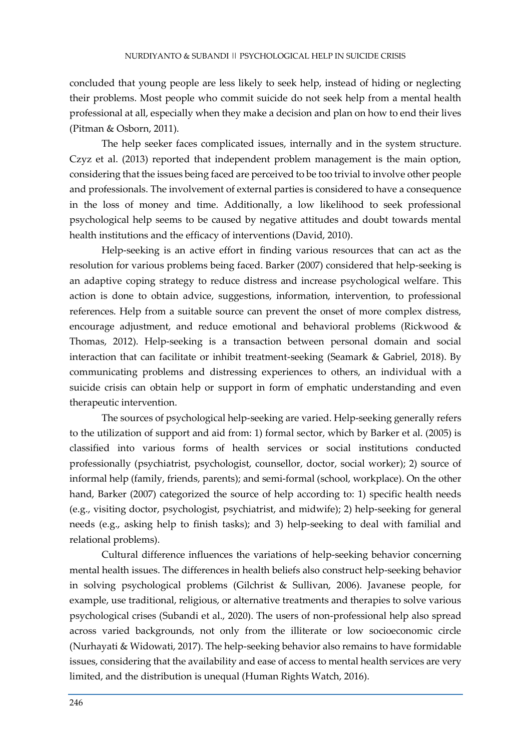concluded that young people are less likely to seek help, instead of hiding or neglecting their problems. Most people who commit suicide do not seek help from a mental health professional at all, especially when they make a decision and plan on how to end their lives (Pitman & Osborn, 2011).

The help seeker faces complicated issues, internally and in the system structure. Czyz et al. (2013) reported that independent problem management is the main option, considering that the issues being faced are perceived to be too trivial to involve other people and professionals. The involvement of external parties is considered to have a consequence in the loss of money and time. Additionally, a low likelihood to seek professional psychological help seems to be caused by negative attitudes and doubt towards mental health institutions and the efficacy of interventions (David, 2010).

Help-seeking is an active effort in finding various resources that can act as the resolution for various problems being faced. Barker (2007) considered that help-seeking is an adaptive coping strategy to reduce distress and increase psychological welfare. This action is done to obtain advice, suggestions, information, intervention, to professional references. Help from a suitable source can prevent the onset of more complex distress, encourage adjustment, and reduce emotional and behavioral problems (Rickwood & Thomas, 2012). Help-seeking is a transaction between personal domain and social interaction that can facilitate or inhibit treatment-seeking (Seamark & Gabriel, 2018). By communicating problems and distressing experiences to others, an individual with a suicide crisis can obtain help or support in form of emphatic understanding and even therapeutic intervention.

The sources of psychological help-seeking are varied. Help-seeking generally refers to the utilization of support and aid from: 1) formal sector, which by Barker et al. (2005) is classified into various forms of health services or social institutions conducted professionally (psychiatrist, psychologist, counsellor, doctor, social worker); 2) source of informal help (family, friends, parents); and semi-formal (school, workplace). On the other hand, Barker (2007) categorized the source of help according to: 1) specific health needs (e.g., visiting doctor, psychologist, psychiatrist, and midwife); 2) help-seeking for general needs (e.g., asking help to finish tasks); and 3) help-seeking to deal with familial and relational problems).

Cultural difference influences the variations of help-seeking behavior concerning mental health issues. The differences in health beliefs also construct help-seeking behavior in solving psychological problems (Gilchrist & Sullivan, 2006). Javanese people, for example, use traditional, religious, or alternative treatments and therapies to solve various psychological crises (Subandi et al., 2020). The users of non-professional help also spread across varied backgrounds, not only from the illiterate or low socioeconomic circle (Nurhayati & Widowati, 2017). The help-seeking behavior also remains to have formidable issues, considering that the availability and ease of access to mental health services are very limited, and the distribution is unequal (Human Rights Watch, 2016).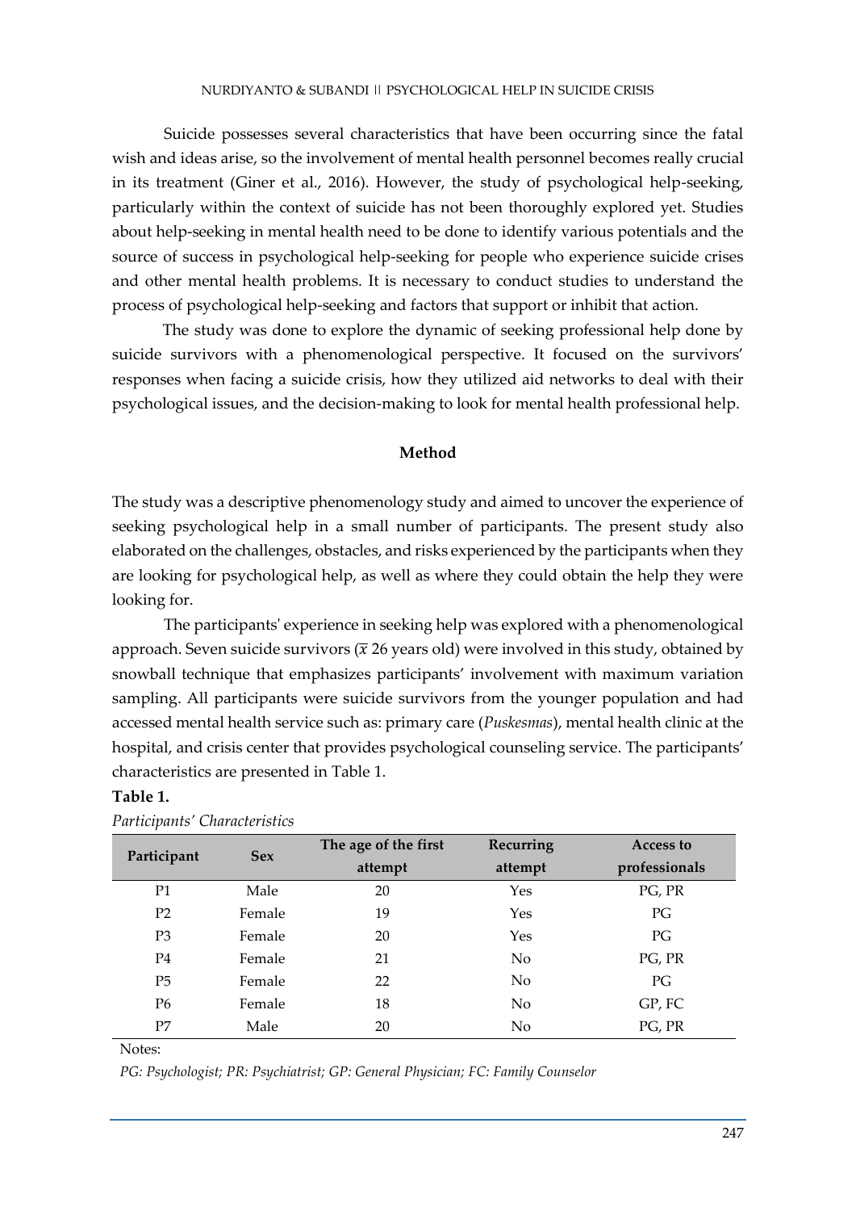Suicide possesses several characteristics that have been occurring since the fatal wish and ideas arise, so the involvement of mental health personnel becomes really crucial in its treatment (Giner et al., 2016). However, the study of psychological help-seeking, particularly within the context of suicide has not been thoroughly explored yet. Studies about help-seeking in mental health need to be done to identify various potentials and the source of success in psychological help-seeking for people who experience suicide crises and other mental health problems. It is necessary to conduct studies to understand the process of psychological help-seeking and factors that support or inhibit that action.

The study was done to explore the dynamic of seeking professional help done by suicide survivors with a phenomenological perspective. It focused on the survivors' responses when facing a suicide crisis, how they utilized aid networks to deal with their psychological issues, and the decision-making to look for mental health professional help.

## Method

The study was a descriptive phenomenology study and aimed to uncover the experience of seeking psychological help in a small number of participants. The present study also elaborated on the challenges, obstacles, and risks experienced by the participants when they are looking for psychological help, as well as where they could obtain the help they were looking for.

The participants' experience in seeking help was explored with a phenomenological approach. Seven suicide survivors ($\bar{x}$ 26 years old) were involved in this study, obtained by snowball technique that emphasizes participants' involvement with maximum variation sampling. All participants were suicide survivors from the younger population and had accessed mental health service such as: primary care (*Puskesmas*), mental health clinic at the hospital, and crisis center that provides psychological counseling service. The participants' characteristics are presented in Table 1.

**Table 1.**

*Participants' Characteristics*

| Participant | Sex | The age of the first attempt | Recurring attempt | Access to professionals |
|---|---|---|---|---|
| P1 | Male | 20 | Yes | PG, PR |
| P2 | Female | 19 | Yes | PG |
| P3 | Female | 20 | Yes | PG |
| P4 | Female | 21 | No | PG, PR |
| P5 | Female | 22 | No | PG |
| P6 | Female | 18 | No | GP, FC |
| P7 | Male | 20 | No | PG, PR |

Notes:

*PG: Psychologist; PR: Psychiatrist; GP: General Physician; FC: Family Counselor*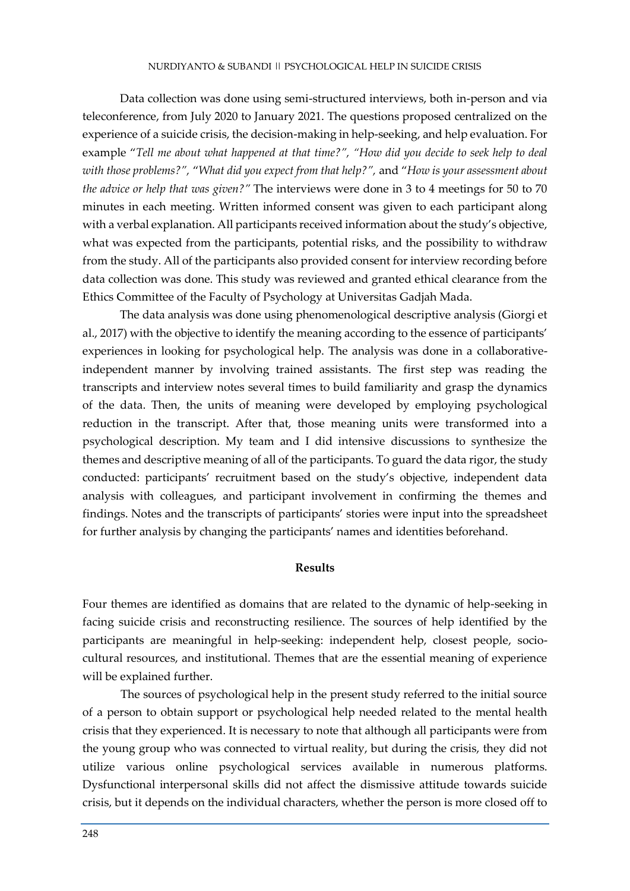Data collection was done using semi-structured interviews, both in-person and via teleconference, from July 2020 to January 2021. The questions proposed centralized on the experience of a suicide crisis, the decision-making in help-seeking, and help evaluation. For example "*Tell me about what happened at that time?", "How did you decide to seek help to deal with those problems?"*, "*What did you expect from that help?",* and "*How is your assessment about the advice or help that was given?"* The interviews were done in 3 to 4 meetings for 50 to 70 minutes in each meeting. Written informed consent was given to each participant along with a verbal explanation. All participants received information about the study's objective, what was expected from the participants, potential risks, and the possibility to withdraw from the study. All of the participants also provided consent for interview recording before data collection was done. This study was reviewed and granted ethical clearance from the Ethics Committee of the Faculty of Psychology at Universitas Gadjah Mada.

The data analysis was done using phenomenological descriptive analysis (Giorgi et al., 2017) with the objective to identify the meaning according to the essence of participants' experiences in looking for psychological help. The analysis was done in a collaborative-independent manner by involving trained assistants. The first step was reading the transcripts and interview notes several times to build familiarity and grasp the dynamics of the data. Then, the units of meaning were developed by employing psychological reduction in the transcript. After that, those meaning units were transformed into a psychological description. My team and I did intensive discussions to synthesize the themes and descriptive meaning of all of the participants. To guard the data rigor, the study conducted: participants' recruitment based on the study's objective, independent data analysis with colleagues, and participant involvement in confirming the themes and findings. Notes and the transcripts of participants' stories were input into the spreadsheet for further analysis by changing the participants' names and identities beforehand.

## Results

Four themes are identified as domains that are related to the dynamic of help-seeking in facing suicide crisis and reconstructing resilience. The sources of help identified by the participants are meaningful in help-seeking: independent help, closest people, socio-cultural resources, and institutional. Themes that are the essential meaning of experience will be explained further.

The sources of psychological help in the present study referred to the initial source of a person to obtain support or psychological help needed related to the mental health crisis that they experienced. It is necessary to note that although all participants were from the young group who was connected to virtual reality, but during the crisis, they did not utilize various online psychological services available in numerous platforms. Dysfunctional interpersonal skills did not affect the dismissive attitude towards suicide crisis, but it depends on the individual characters, whether the person is more closed off to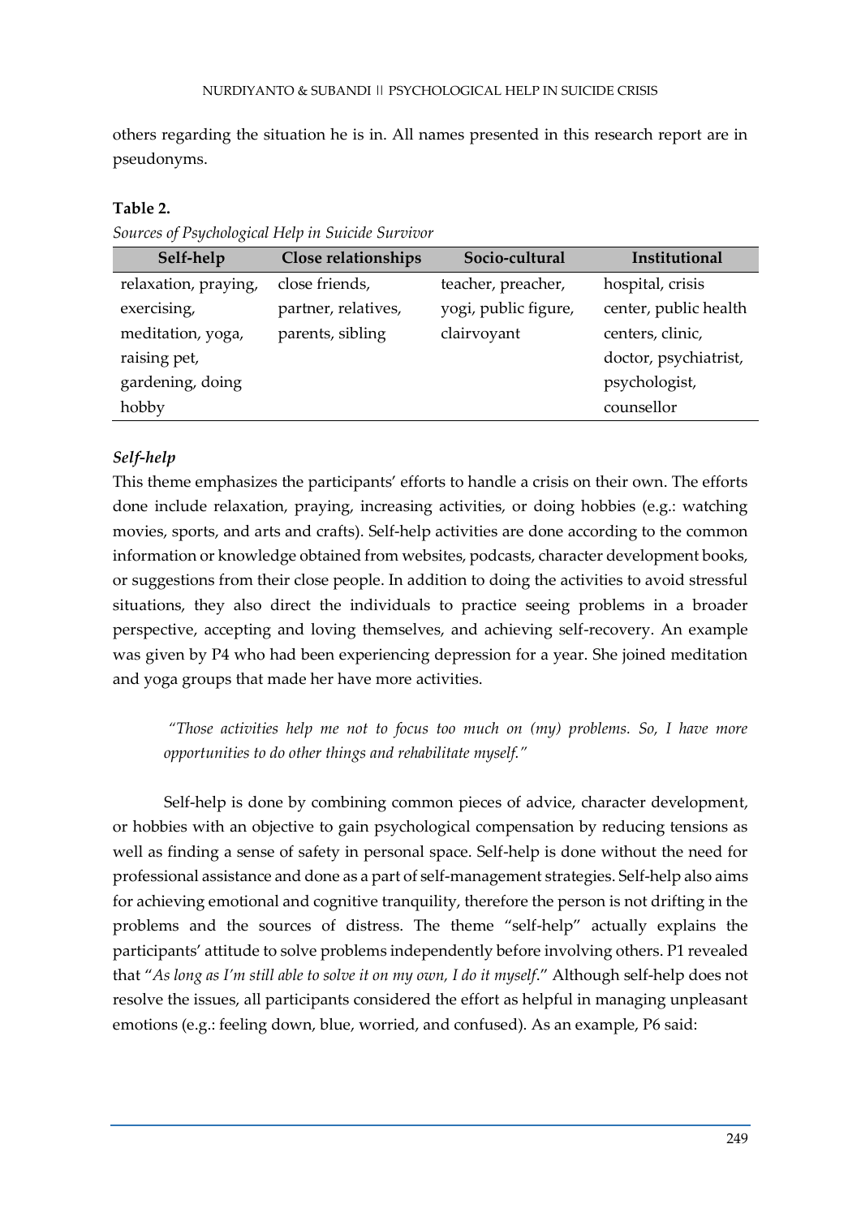others regarding the situation he is in. All names presented in this research report are in pseudonyms.

**Table 2.**

*Sources of Psychological Help in Suicide Survivor*

| Self-help | Close relationships | Socio-cultural | Institutional |
|---|---|---|---|
| relaxation, praying, exercising, meditation, yoga, raising pet, gardening, doing hobby | close friends, partner, relatives, parents, sibling | teacher, preacher, yogi, public figure, clairvoyant | hospital, crisis center, public health centers, clinic, doctor, psychiatrist, psychologist, counsellor |

### *Self-help*

This theme emphasizes the participants' efforts to handle a crisis on their own. The efforts done include relaxation, praying, increasing activities, or doing hobbies (e.g.: watching movies, sports, and arts and crafts). Self-help activities are done according to the common information or knowledge obtained from websites, podcasts, character development books, or suggestions from their close people. In addition to doing the activities to avoid stressful situations, they also direct the individuals to practice seeing problems in a broader perspective, accepting and loving themselves, and achieving self-recovery. An example was given by P4 who had been experiencing depression for a year. She joined meditation and yoga groups that made her have more activities.

> *"Those activities help me not to focus too much on (my) problems. So, I have more opportunities to do other things and rehabilitate myself."*

Self-help is done by combining common pieces of advice, character development, or hobbies with an objective to gain psychological compensation by reducing tensions as well as finding a sense of safety in personal space. Self-help is done without the need for professional assistance and done as a part of self-management strategies. Self-help also aims for achieving emotional and cognitive tranquility, therefore the person is not drifting in the problems and the sources of distress. The theme "self-help" actually explains the participants' attitude to solve problems independently before involving others. P1 revealed that "*As long as I'm still able to solve it on my own, I do it myself*." Although self-help does not resolve the issues, all participants considered the effort as helpful in managing unpleasant emotions (e.g.: feeling down, blue, worried, and confused). As an example, P6 said: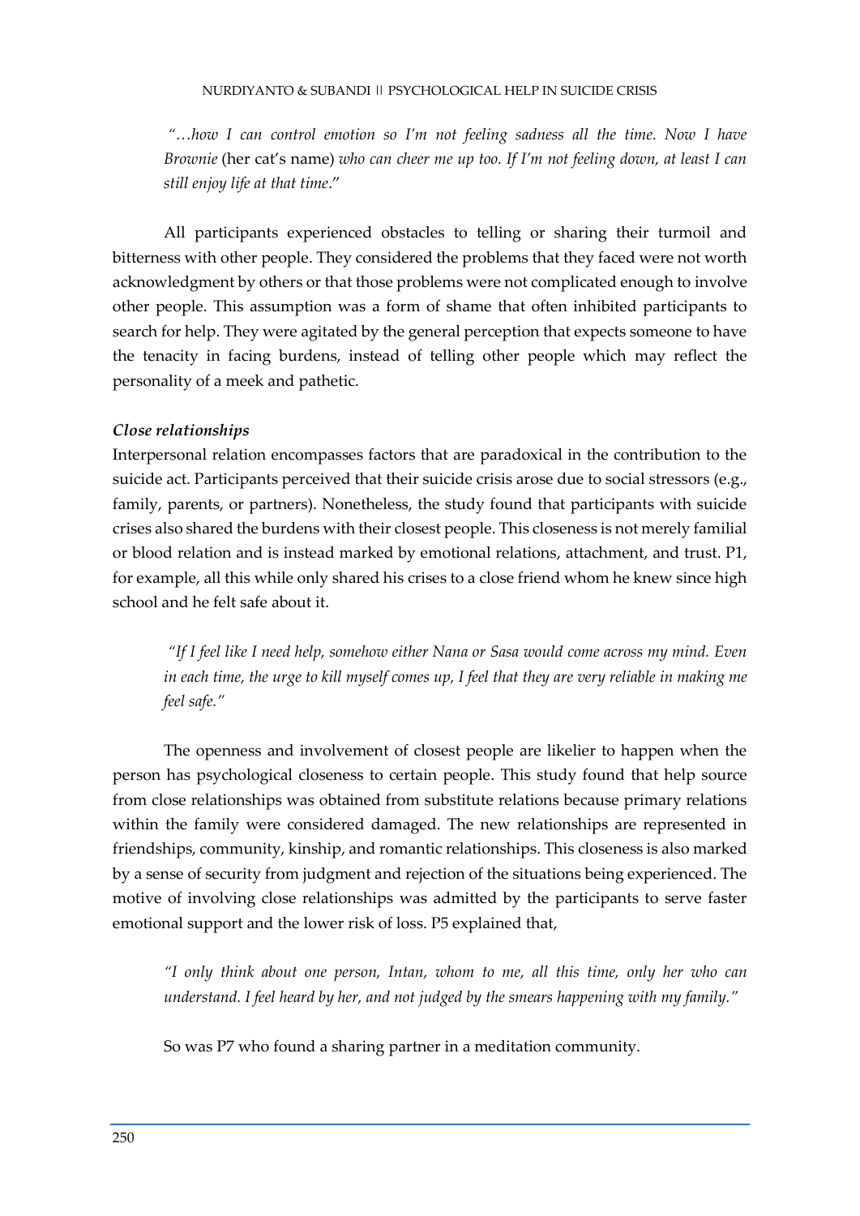*"…how I can control emotion so I'm not feeling sadness all the time. Now I have Brownie* (her cat's name) *who can cheer me up too. If I'm not feeling down, at least I can still enjoy life at that time*."

All participants experienced obstacles to telling or sharing their turmoil and bitterness with other people. They considered the problems that they faced were not worth acknowledgment by others or that those problems were not complicated enough to involve other people. This assumption was a form of shame that often inhibited participants to search for help. They were agitated by the general perception that expects someone to have the tenacity in facing burdens, instead of telling other people which may reflect the personality of a meek and pathetic.

### *Close relationships*

Interpersonal relation encompasses factors that are paradoxical in the contribution to the suicide act. Participants perceived that their suicide crisis arose due to social stressors (e.g., family, parents, or partners). Nonetheless, the study found that participants with suicide crises also shared the burdens with their closest people. This closeness is not merely familial or blood relation and is instead marked by emotional relations, attachment, and trust. P1, for example, all this while only shared his crises to a close friend whom he knew since high school and he felt safe about it.

*"If I feel like I need help, somehow either Nana or Sasa would come across my mind. Even in each time, the urge to kill myself comes up, I feel that they are very reliable in making me feel safe."*

The openness and involvement of closest people are likelier to happen when the person has psychological closeness to certain people. This study found that help source from close relationships was obtained from substitute relations because primary relations within the family were considered damaged. The new relationships are represented in friendships, community, kinship, and romantic relationships. This closeness is also marked by a sense of security from judgment and rejection of the situations being experienced. The motive of involving close relationships was admitted by the participants to serve faster emotional support and the lower risk of loss. P5 explained that,

*"I only think about one person, Intan, whom to me, all this time, only her who can understand. I feel heard by her, and not judged by the smears happening with my family."*

So was P7 who found a sharing partner in a meditation community.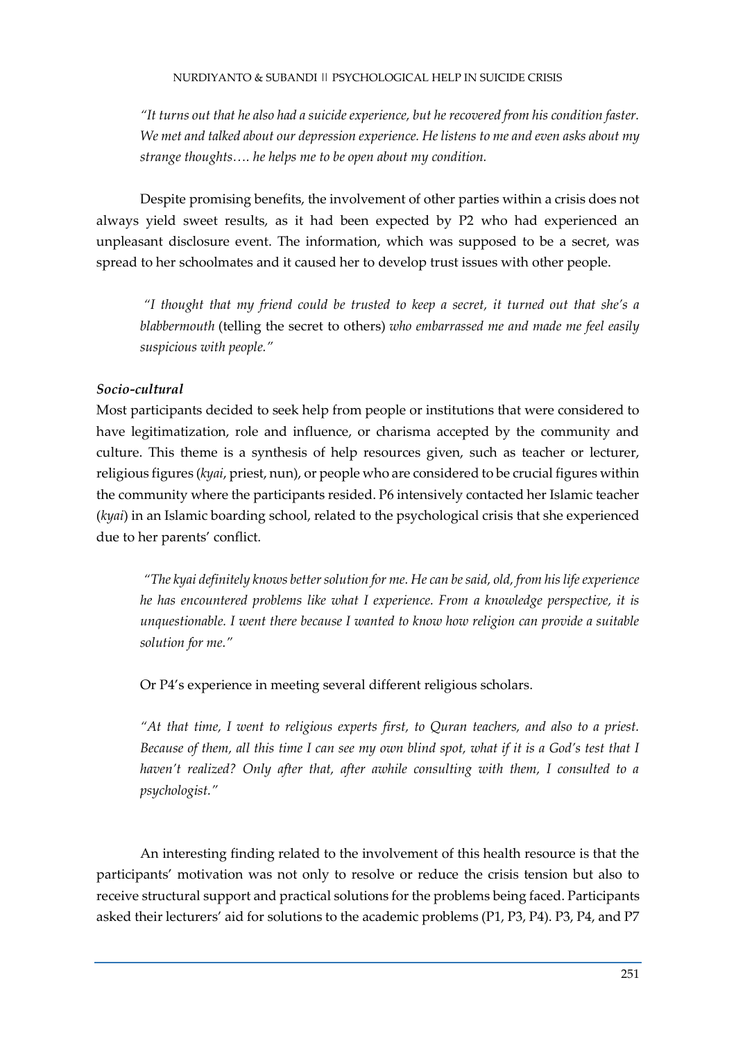*"It turns out that he also had a suicide experience, but he recovered from his condition faster. We met and talked about our depression experience. He listens to me and even asks about my strange thoughts…. he helps me to be open about my condition.*

Despite promising benefits, the involvement of other parties within a crisis does not always yield sweet results, as it had been expected by P2 who had experienced an unpleasant disclosure event. The information, which was supposed to be a secret, was spread to her schoolmates and it caused her to develop trust issues with other people.

*"I thought that my friend could be trusted to keep a secret, it turned out that she's a blabbermouth* (telling the secret to others) *who embarrassed me and made me feel easily suspicious with people."*

### *Socio-cultural*

Most participants decided to seek help from people or institutions that were considered to have legitimatization, role and influence, or charisma accepted by the community and culture. This theme is a synthesis of help resources given, such as teacher or lecturer, religious figures (*kyai*, priest, nun), or people who are considered to be crucial figures within the community where the participants resided. P6 intensively contacted her Islamic teacher (*kyai*) in an Islamic boarding school, related to the psychological crisis that she experienced due to her parents' conflict.

*"The kyai definitely knows better solution for me. He can be said, old, from his life experience he has encountered problems like what I experience. From a knowledge perspective, it is unquestionable. I went there because I wanted to know how religion can provide a suitable solution for me."*

Or P4's experience in meeting several different religious scholars.

*"At that time, I went to religious experts first, to Quran teachers, and also to a priest. Because of them, all this time I can see my own blind spot, what if it is a God's test that I haven't realized? Only after that, after awhile consulting with them, I consulted to a psychologist."*

An interesting finding related to the involvement of this health resource is that the participants' motivation was not only to resolve or reduce the crisis tension but also to receive structural support and practical solutions for the problems being faced. Participants asked their lecturers' aid for solutions to the academic problems (P1, P3, P4). P3, P4, and P7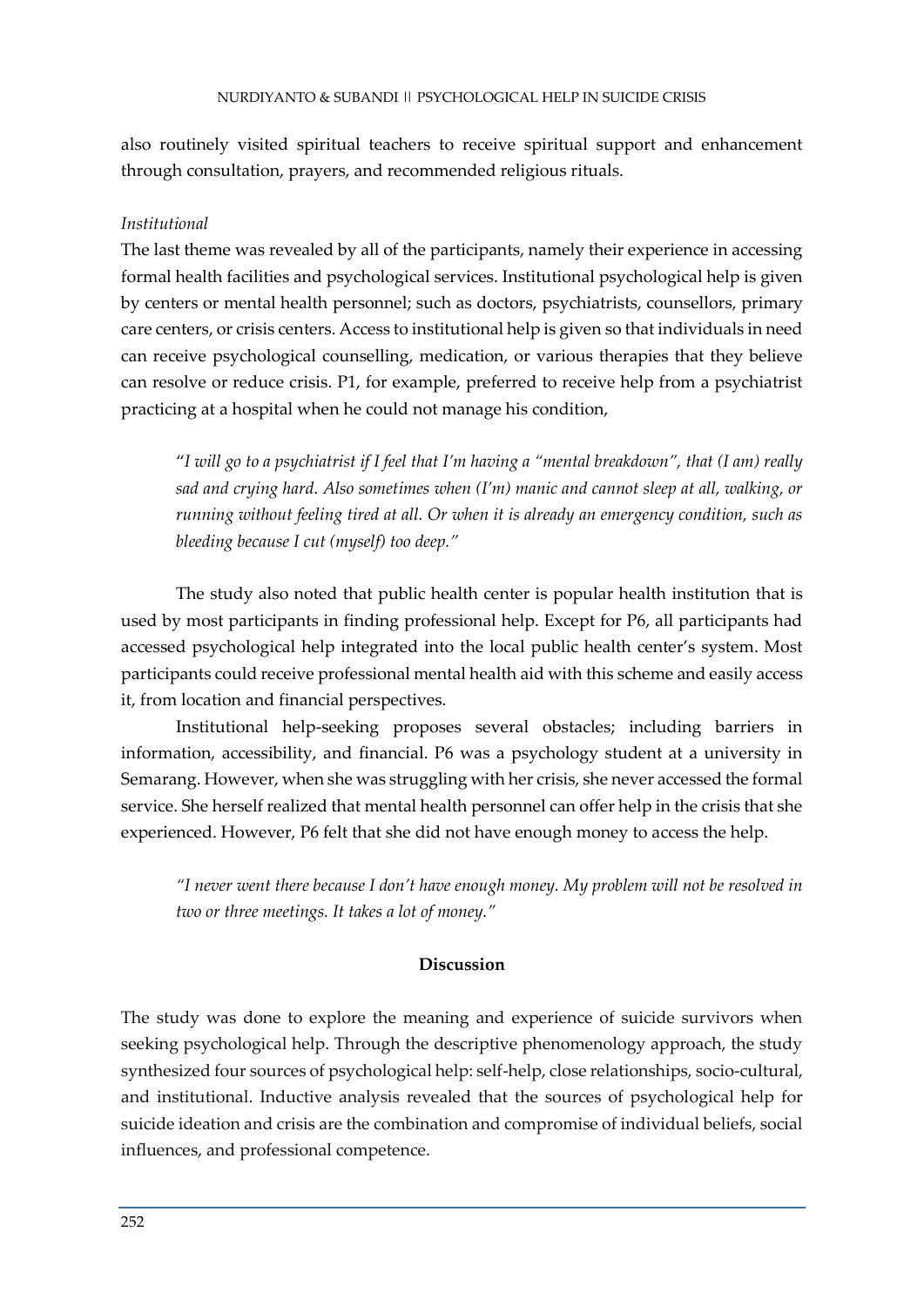also routinely visited spiritual teachers to receive spiritual support and enhancement through consultation, prayers, and recommended religious rituals.

*Institutional*

The last theme was revealed by all of the participants, namely their experience in accessing formal health facilities and psychological services. Institutional psychological help is given by centers or mental health personnel; such as doctors, psychiatrists, counsellors, primary care centers, or crisis centers. Access to institutional help is given so that individuals in need can receive psychological counselling, medication, or various therapies that they believe can resolve or reduce crisis. P1, for example, preferred to receive help from a psychiatrist practicing at a hospital when he could not manage his condition,

> "*I will go to a psychiatrist if I feel that I'm having a "mental breakdown", that (I am) really sad and crying hard. Also sometimes when (I'm) manic and cannot sleep at all, walking, or running without feeling tired at all. Or when it is already an emergency condition, such as bleeding because I cut (myself) too deep."*

The study also noted that public health center is popular health institution that is used by most participants in finding professional help. Except for P6, all participants had accessed psychological help integrated into the local public health center's system. Most participants could receive professional mental health aid with this scheme and easily access it, from location and financial perspectives.

Institutional help-seeking proposes several obstacles; including barriers in information, accessibility, and financial. P6 was a psychology student at a university in Semarang. However, when she was struggling with her crisis, she never accessed the formal service. She herself realized that mental health personnel can offer help in the crisis that she experienced. However, P6 felt that she did not have enough money to access the help.

> *"I never went there because I don't have enough money. My problem will not be resolved in two or three meetings. It takes a lot of money."*

## Discussion

The study was done to explore the meaning and experience of suicide survivors when seeking psychological help. Through the descriptive phenomenology approach, the study synthesized four sources of psychological help: self-help, close relationships, socio-cultural, and institutional. Inductive analysis revealed that the sources of psychological help for suicide ideation and crisis are the combination and compromise of individual beliefs, social influences, and professional competence.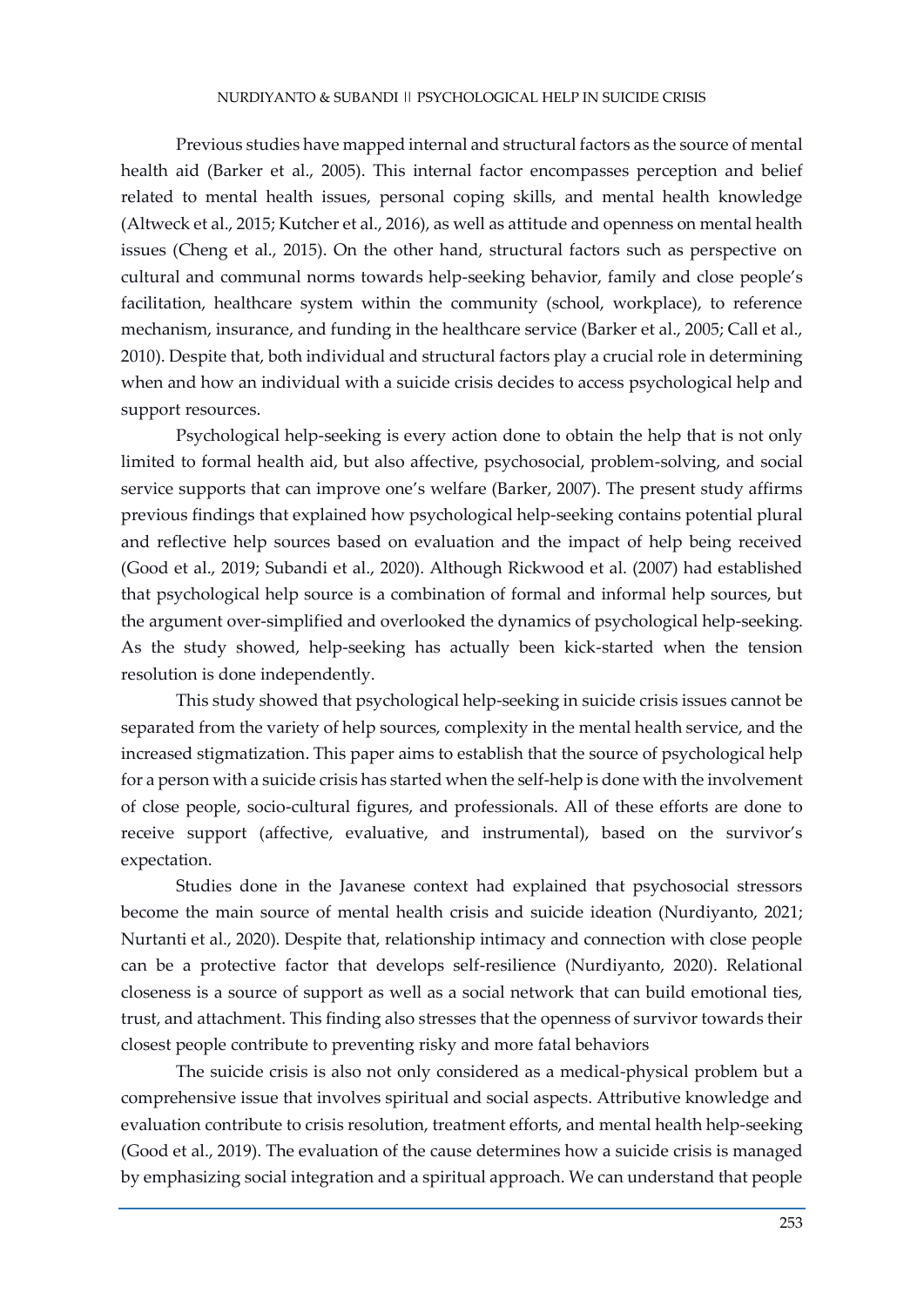Previous studies have mapped internal and structural factors as the source of mental health aid (Barker et al., 2005). This internal factor encompasses perception and belief related to mental health issues, personal coping skills, and mental health knowledge (Altweck et al., 2015; Kutcher et al., 2016), as well as attitude and openness on mental health issues (Cheng et al., 2015). On the other hand, structural factors such as perspective on cultural and communal norms towards help-seeking behavior, family and close people's facilitation, healthcare system within the community (school, workplace), to reference mechanism, insurance, and funding in the healthcare service (Barker et al., 2005; Call et al., 2010). Despite that, both individual and structural factors play a crucial role in determining when and how an individual with a suicide crisis decides to access psychological help and support resources.

Psychological help-seeking is every action done to obtain the help that is not only limited to formal health aid, but also affective, psychosocial, problem-solving, and social service supports that can improve one's welfare (Barker, 2007). The present study affirms previous findings that explained how psychological help-seeking contains potential plural and reflective help sources based on evaluation and the impact of help being received (Good et al., 2019; Subandi et al., 2020). Although Rickwood et al. (2007) had established that psychological help source is a combination of formal and informal help sources, but the argument over-simplified and overlooked the dynamics of psychological help-seeking. As the study showed, help-seeking has actually been kick-started when the tension resolution is done independently.

This study showed that psychological help-seeking in suicide crisis issues cannot be separated from the variety of help sources, complexity in the mental health service, and the increased stigmatization. This paper aims to establish that the source of psychological help for a person with a suicide crisis has started when the self-help is done with the involvement of close people, socio-cultural figures, and professionals. All of these efforts are done to receive support (affective, evaluative, and instrumental), based on the survivor's expectation.

Studies done in the Javanese context had explained that psychosocial stressors become the main source of mental health crisis and suicide ideation (Nurdiyanto, 2021; Nurtanti et al., 2020). Despite that, relationship intimacy and connection with close people can be a protective factor that develops self-resilience (Nurdiyanto, 2020). Relational closeness is a source of support as well as a social network that can build emotional ties, trust, and attachment. This finding also stresses that the openness of survivor towards their closest people contribute to preventing risky and more fatal behaviors

The suicide crisis is also not only considered as a medical-physical problem but a comprehensive issue that involves spiritual and social aspects. Attributive knowledge and evaluation contribute to crisis resolution, treatment efforts, and mental health help-seeking (Good et al., 2019). The evaluation of the cause determines how a suicide crisis is managed by emphasizing social integration and a spiritual approach. We can understand that people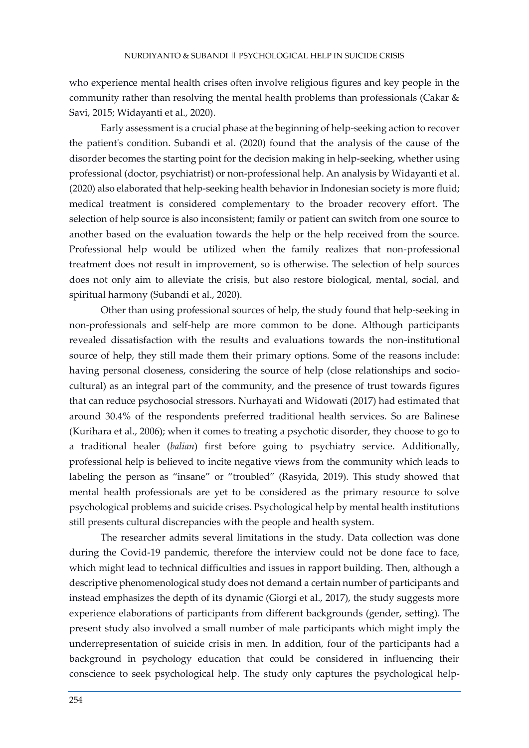who experience mental health crises often involve religious figures and key people in the community rather than resolving the mental health problems than professionals (Cakar & Savi, 2015; Widayanti et al., 2020).

Early assessment is a crucial phase at the beginning of help-seeking action to recover the patient's condition. Subandi et al. (2020) found that the analysis of the cause of the disorder becomes the starting point for the decision making in help-seeking, whether using professional (doctor, psychiatrist) or non-professional help. An analysis by Widayanti et al. (2020) also elaborated that help-seeking health behavior in Indonesian society is more fluid; medical treatment is considered complementary to the broader recovery effort. The selection of help source is also inconsistent; family or patient can switch from one source to another based on the evaluation towards the help or the help received from the source. Professional help would be utilized when the family realizes that non-professional treatment does not result in improvement, so is otherwise. The selection of help sources does not only aim to alleviate the crisis, but also restore biological, mental, social, and spiritual harmony (Subandi et al., 2020).

Other than using professional sources of help, the study found that help-seeking in non-professionals and self-help are more common to be done. Although participants revealed dissatisfaction with the results and evaluations towards the non-institutional source of help, they still made them their primary options. Some of the reasons include: having personal closeness, considering the source of help (close relationships and socio-cultural) as an integral part of the community, and the presence of trust towards figures that can reduce psychosocial stressors. Nurhayati and Widowati (2017) had estimated that around 30.4% of the respondents preferred traditional health services. So are Balinese (Kurihara et al., 2006); when it comes to treating a psychotic disorder, they choose to go to a traditional healer (*balian*) first before going to psychiatry service. Additionally, professional help is believed to incite negative views from the community which leads to labeling the person as "insane" or "troubled" (Rasyida, 2019). This study showed that mental health professionals are yet to be considered as the primary resource to solve psychological problems and suicide crises. Psychological help by mental health institutions still presents cultural discrepancies with the people and health system.

The researcher admits several limitations in the study. Data collection was done during the Covid-19 pandemic, therefore the interview could not be done face to face, which might lead to technical difficulties and issues in rapport building. Then, although a descriptive phenomenological study does not demand a certain number of participants and instead emphasizes the depth of its dynamic (Giorgi et al., 2017), the study suggests more experience elaborations of participants from different backgrounds (gender, setting). The present study also involved a small number of male participants which might imply the underrepresentation of suicide crisis in men. In addition, four of the participants had a background in psychology education that could be considered in influencing their conscience to seek psychological help. The study only captures the psychological help-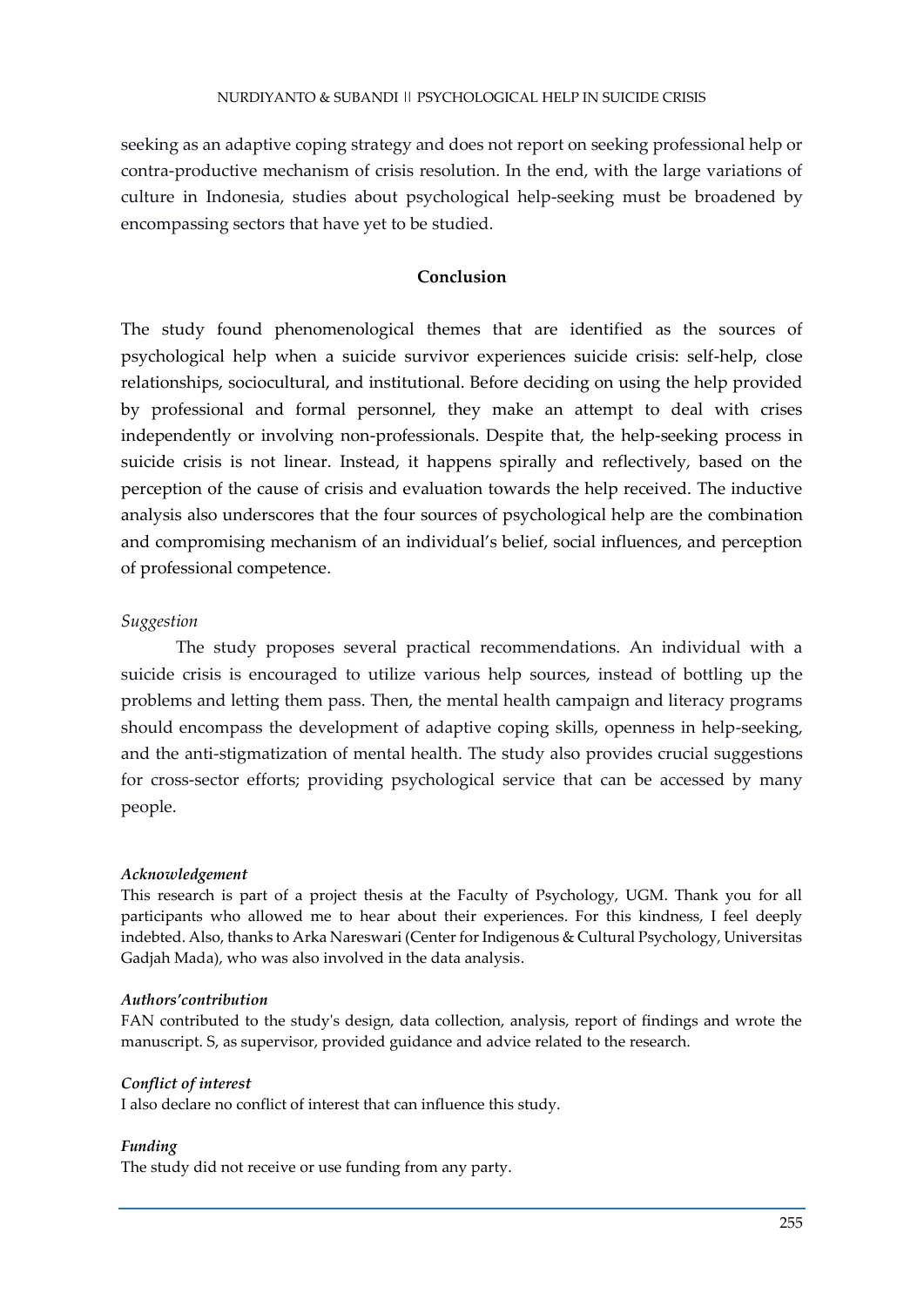seeking as an adaptive coping strategy and does not report on seeking professional help or contra-productive mechanism of crisis resolution. In the end, with the large variations of culture in Indonesia, studies about psychological help-seeking must be broadened by encompassing sectors that have yet to be studied.

## Conclusion

The study found phenomenological themes that are identified as the sources of psychological help when a suicide survivor experiences suicide crisis: self-help, close relationships, sociocultural, and institutional. Before deciding on using the help provided by professional and formal personnel, they make an attempt to deal with crises independently or involving non-professionals. Despite that, the help-seeking process in suicide crisis is not linear. Instead, it happens spirally and reflectively, based on the perception of the cause of crisis and evaluation towards the help received. The inductive analysis also underscores that the four sources of psychological help are the combination and compromising mechanism of an individual's belief, social influences, and perception of professional competence.

### *Suggestion*

The study proposes several practical recommendations. An individual with a suicide crisis is encouraged to utilize various help sources, instead of bottling up the problems and letting them pass. Then, the mental health campaign and literacy programs should encompass the development of adaptive coping skills, openness in help-seeking, and the anti-stigmatization of mental health. The study also provides crucial suggestions for cross-sector efforts; providing psychological service that can be accessed by many people.

#### ***Acknowledgement***

This research is part of a project thesis at the Faculty of Psychology, UGM. Thank you for all participants who allowed me to hear about their experiences. For this kindness, I feel deeply indebted. Also, thanks to Arka Nareswari (Center for Indigenous & Cultural Psychology, Universitas Gadjah Mada), who was also involved in the data analysis.

#### ***Authors'contribution***

FAN contributed to the study's design, data collection, analysis, report of findings and wrote the manuscript. S, as supervisor, provided guidance and advice related to the research.

#### ***Conflict of interest***

I also declare no conflict of interest that can influence this study.

#### ***Funding***

The study did not receive or use funding from any party.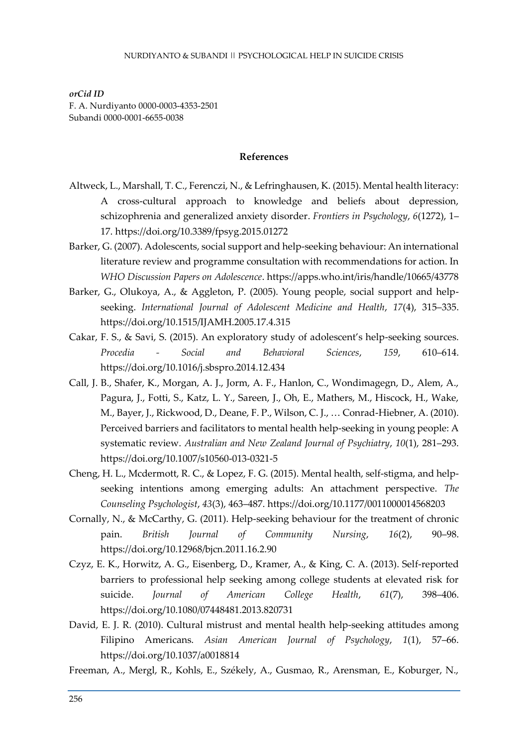*orCid ID*
F. A. Nurdiyanto 0000-0003-4353-2501
Subandi 0000-0001-6655-0038

## References

Altweck, L., Marshall, T. C., Ferenczi, N., & Lefringhausen, K. (2015). Mental health literacy: A cross-cultural approach to knowledge and beliefs about depression, schizophrenia and generalized anxiety disorder. *Frontiers in Psychology*, *6*(1272), 1–17. https://doi.org/10.3389/fpsyg.2015.01272

Barker, G. (2007). Adolescents, social support and help-seeking behaviour: An international literature review and programme consultation with recommendations for action. In *WHO Discussion Papers on Adolescence*. https://apps.who.int/iris/handle/10665/43778

Barker, G., Olukoya, A., & Aggleton, P. (2005). Young people, social support and help-seeking. *International Journal of Adolescent Medicine and Health*, *17*(4), 315–335. https://doi.org/10.1515/IJAMH.2005.17.4.315

Cakar, F. S., & Savi, S. (2015). An exploratory study of adolescent's help-seeking sources. *Procedia - Social and Behavioral Sciences*, *159*, 610–614. https://doi.org/10.1016/j.sbspro.2014.12.434

Call, J. B., Shafer, K., Morgan, A. J., Jorm, A. F., Hanlon, C., Wondimagegn, D., Alem, A., Pagura, J., Fotti, S., Katz, L. Y., Sareen, J., Oh, E., Mathers, M., Hiscock, H., Wake, M., Bayer, J., Rickwood, D., Deane, F. P., Wilson, C. J., … Conrad-Hiebner, A. (2010). Perceived barriers and facilitators to mental health help-seeking in young people: A systematic review. *Australian and New Zealand Journal of Psychiatry*, *10*(1), 281–293. https://doi.org/10.1007/s10560-013-0321-5

Cheng, H. L., Mcdermott, R. C., & Lopez, F. G. (2015). Mental health, self-stigma, and help-seeking intentions among emerging adults: An attachment perspective. *The Counseling Psychologist*, *43*(3), 463–487. https://doi.org/10.1177/0011000014568203

Cornally, N., & McCarthy, G. (2011). Help-seeking behaviour for the treatment of chronic pain. *British Journal of Community Nursing*, *16*(2), 90–98. https://doi.org/10.12968/bjcn.2011.16.2.90

Czyz, E. K., Horwitz, A. G., Eisenberg, D., Kramer, A., & King, C. A. (2013). Self-reported barriers to professional help seeking among college students at elevated risk for suicide. *Journal of American College Health*, *61*(7), 398–406. https://doi.org/10.1080/07448481.2013.820731

David, E. J. R. (2010). Cultural mistrust and mental health help-seeking attitudes among Filipino Americans. *Asian American Journal of Psychology*, *1*(1), 57–66. https://doi.org/10.1037/a0018814

Freeman, A., Mergl, R., Kohls, E., Székely, A., Gusmao, R., Arensman, E., Koburger, N.,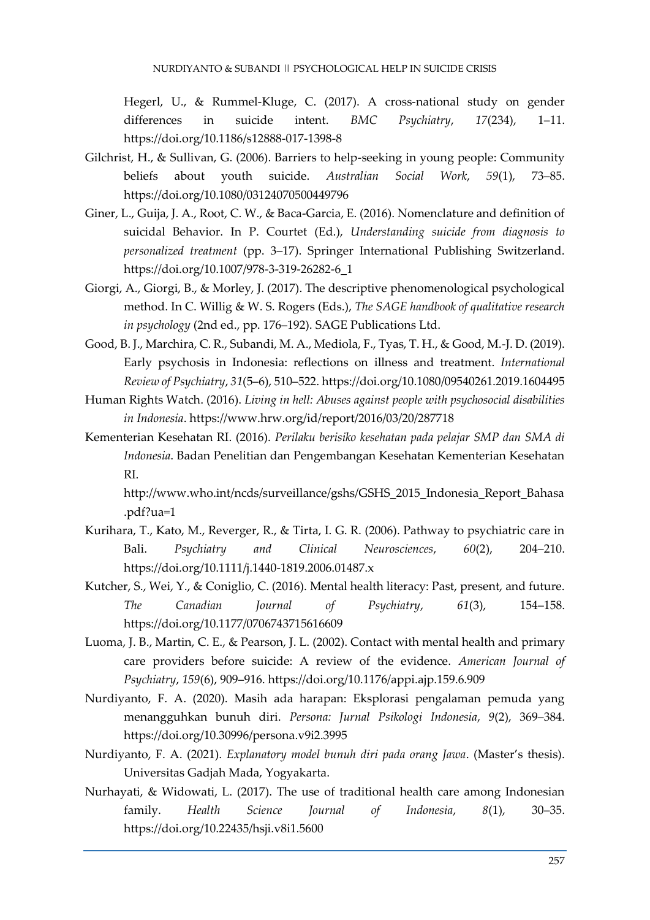Hegerl, U., & Rummel-Kluge, C. (2017). A cross-national study on gender differences in suicide intent. *BMC Psychiatry*, *17*(234), 1–11. https://doi.org/10.1186/s12888-017-1398-8

Gilchrist, H., & Sullivan, G. (2006). Barriers to help-seeking in young people: Community beliefs about youth suicide. *Australian Social Work*, *59*(1), 73–85. https://doi.org/10.1080/03124070500449796

Giner, L., Guija, J. A., Root, C. W., & Baca-Garcia, E. (2016). Nomenclature and definition of suicidal Behavior. In P. Courtet (Ed.), *Understanding suicide from diagnosis to personalized treatment* (pp. 3–17). Springer International Publishing Switzerland. https://doi.org/10.1007/978-3-319-26282-6_1

Giorgi, A., Giorgi, B., & Morley, J. (2017). The descriptive phenomenological psychological method. In C. Willig & W. S. Rogers (Eds.), *The SAGE handbook of qualitative research in psychology* (2nd ed., pp. 176–192). SAGE Publications Ltd.

Good, B. J., Marchira, C. R., Subandi, M. A., Mediola, F., Tyas, T. H., & Good, M.-J. D. (2019). Early psychosis in Indonesia: reflections on illness and treatment. *International Review of Psychiatry*, *31*(5–6), 510–522. https://doi.org/10.1080/09540261.2019.1604495

Human Rights Watch. (2016). *Living in hell: Abuses against people with psychosocial disabilities in Indonesia*. https://www.hrw.org/id/report/2016/03/20/287718

Kementerian Kesehatan RI. (2016). *Perilaku berisiko kesehatan pada pelajar SMP dan SMA di Indonesia*. Badan Penelitian dan Pengembangan Kesehatan Kementerian Kesehatan RI. http://www.who.int/ncds/surveillance/gshs/GSHS_2015_Indonesia_Report_Bahasa.pdf?ua=1

Kurihara, T., Kato, M., Reverger, R., & Tirta, I. G. R. (2006). Pathway to psychiatric care in Bali. *Psychiatry and Clinical Neurosciences*, *60*(2), 204–210. https://doi.org/10.1111/j.1440-1819.2006.01487.x

Kutcher, S., Wei, Y., & Coniglio, C. (2016). Mental health literacy: Past, present, and future. *The Canadian Journal of Psychiatry*, *61*(3), 154–158. https://doi.org/10.1177/0706743715616609

Luoma, J. B., Martin, C. E., & Pearson, J. L. (2002). Contact with mental health and primary care providers before suicide: A review of the evidence. *American Journal of Psychiatry*, *159*(6), 909–916. https://doi.org/10.1176/appi.ajp.159.6.909

Nurdiyanto, F. A. (2020). Masih ada harapan: Eksplorasi pengalaman pemuda yang menangguhkan bunuh diri. *Persona: Jurnal Psikologi Indonesia*, *9*(2), 369–384. https://doi.org/10.30996/persona.v9i2.3995

Nurdiyanto, F. A. (2021). *Explanatory model bunuh diri pada orang Jawa*. (Master's thesis). Universitas Gadjah Mada, Yogyakarta.

Nurhayati, & Widowati, L. (2017). The use of traditional health care among Indonesian family. *Health Science Journal of Indonesia*, *8*(1), 30–35. https://doi.org/10.22435/hsji.v8i1.5600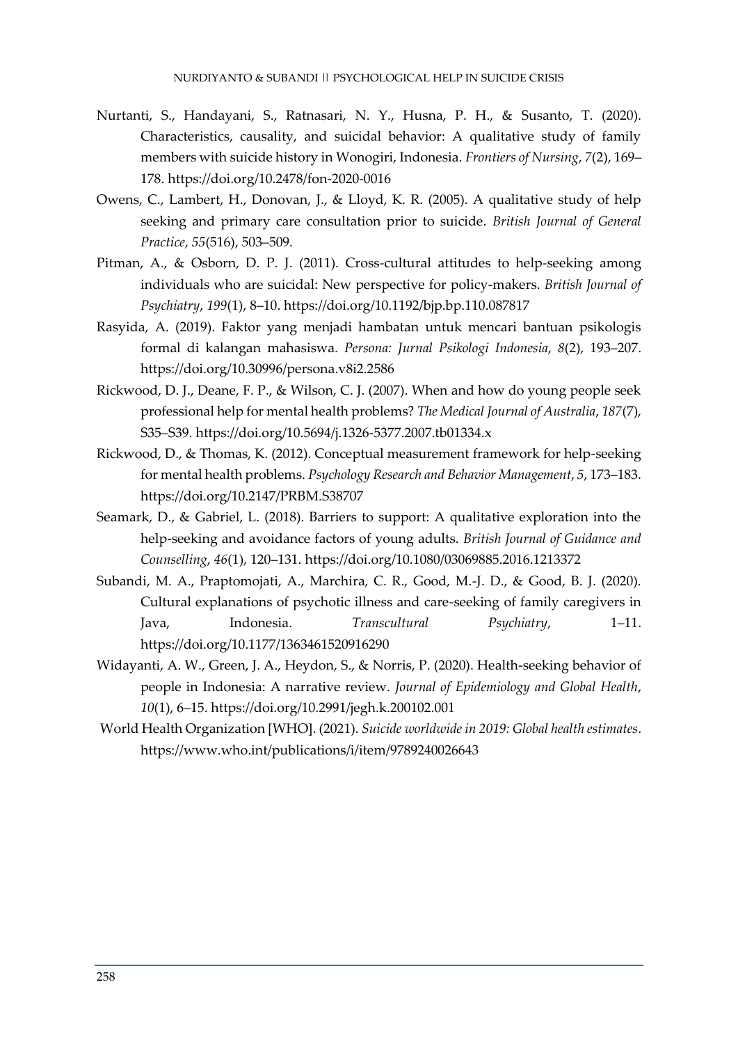Nurtanti, S., Handayani, S., Ratnasari, N. Y., Husna, P. H., & Susanto, T. (2020). Characteristics, causality, and suicidal behavior: A qualitative study of family members with suicide history in Wonogiri, Indonesia. *Frontiers of Nursing*, *7*(2), 169–178. https://doi.org/10.2478/fon-2020-0016

Owens, C., Lambert, H., Donovan, J., & Lloyd, K. R. (2005). A qualitative study of help seeking and primary care consultation prior to suicide. *British Journal of General Practice*, *55*(516), 503–509.

Pitman, A., & Osborn, D. P. J. (2011). Cross-cultural attitudes to help-seeking among individuals who are suicidal: New perspective for policy-makers. *British Journal of Psychiatry*, *199*(1), 8–10. https://doi.org/10.1192/bjp.bp.110.087817

Rasyida, A. (2019). Faktor yang menjadi hambatan untuk mencari bantuan psikologis formal di kalangan mahasiswa. *Persona: Jurnal Psikologi Indonesia*, *8*(2), 193–207. https://doi.org/10.30996/persona.v8i2.2586

Rickwood, D. J., Deane, F. P., & Wilson, C. J. (2007). When and how do young people seek professional help for mental health problems? *The Medical Journal of Australia*, *187*(7), S35–S39. https://doi.org/10.5694/j.1326-5377.2007.tb01334.x

Rickwood, D., & Thomas, K. (2012). Conceptual measurement framework for help-seeking for mental health problems. *Psychology Research and Behavior Management*, *5*, 173–183. https://doi.org/10.2147/PRBM.S38707

Seamark, D., & Gabriel, L. (2018). Barriers to support: A qualitative exploration into the help-seeking and avoidance factors of young adults. *British Journal of Guidance and Counselling*, *46*(1), 120–131. https://doi.org/10.1080/03069885.2016.1213372

Subandi, M. A., Praptomojati, A., Marchira, C. R., Good, M.-J. D., & Good, B. J. (2020). Cultural explanations of psychotic illness and care-seeking of family caregivers in Java, Indonesia. *Transcultural Psychiatry*, 1–11. https://doi.org/10.1177/1363461520916290

Widayanti, A. W., Green, J. A., Heydon, S., & Norris, P. (2020). Health-seeking behavior of people in Indonesia: A narrative review. *Journal of Epidemiology and Global Health*, *10*(1), 6–15. https://doi.org/10.2991/jegh.k.200102.001

World Health Organization [WHO]. (2021). *Suicide worldwide in 2019: Global health estimates*. https://www.who.int/publications/i/item/9789240026643